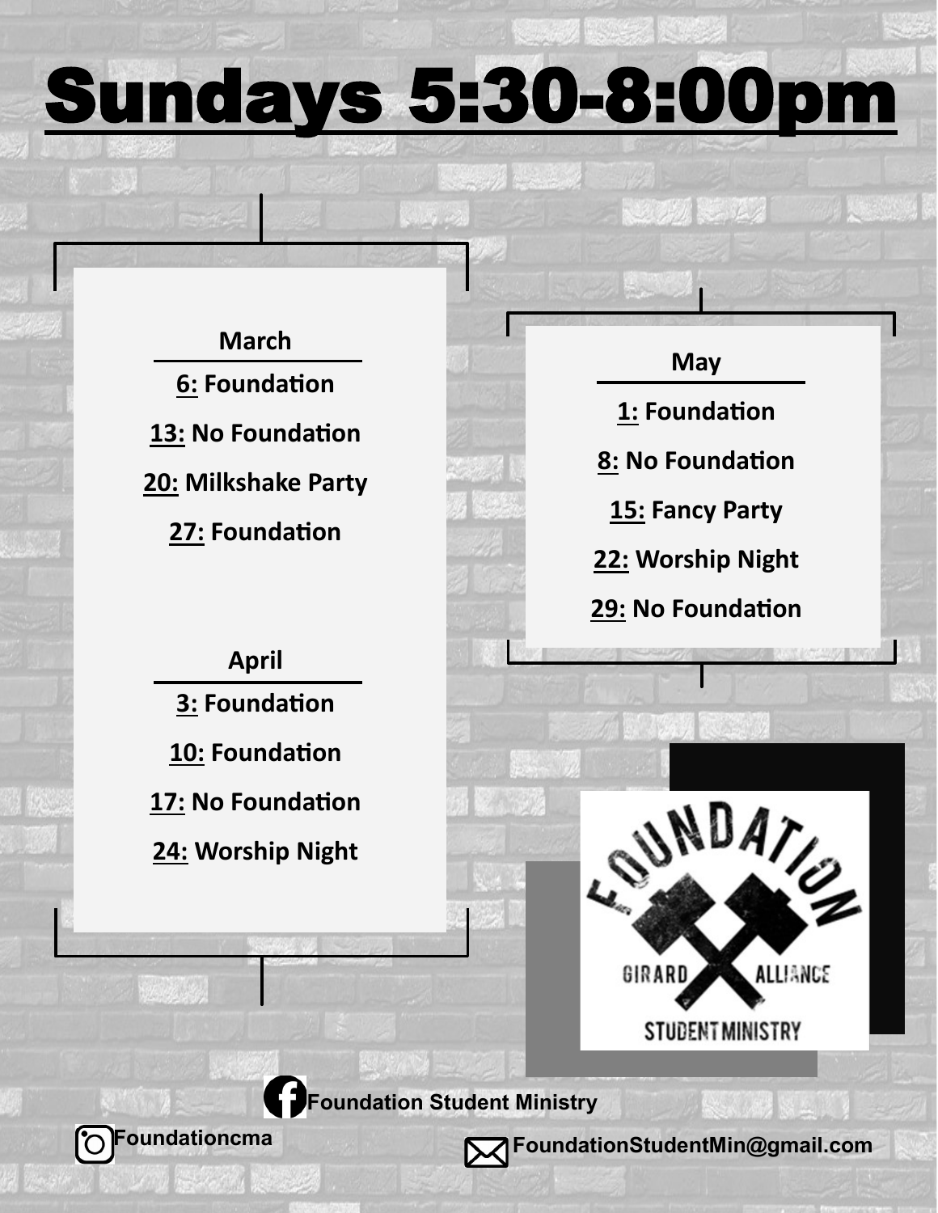# Sundays 5:30-8:00pm

**March**

**6: Foundation**

**13: No Foundation**

**20: Milkshake Party**

**27: Foundation**

**April**

**3: Foundation**

**10: Foundation**

**17: No Foundation**

**24: Worship Night**

**May**

**1: Foundation**

**8: No Foundation**

**15: Fancy Party**

**22: Worship Night**

**29: No Foundation**

FOUNDATION
GIRARD ALLIANCE
STUDENT MINISTRY

**Foundation Student Ministry**

**Foundationcma**

**FoundationStudentMin@gmail.com**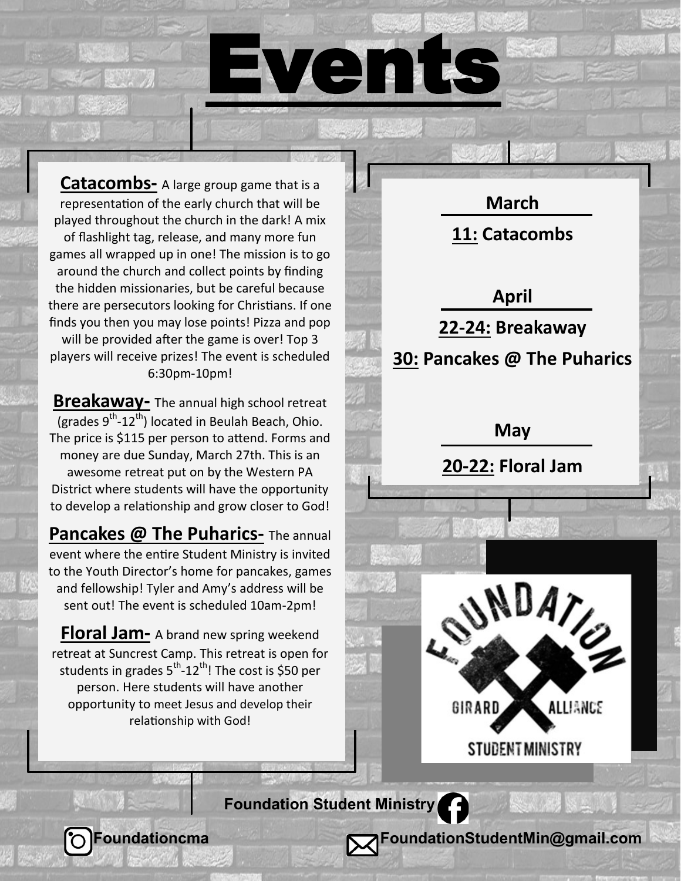# Events

**Catacombs-** A large group game that is a representation of the early church that will be played throughout the church in the dark! A mix of flashlight tag, release, and many more fun games all wrapped up in one! The mission is to go around the church and collect points by finding the hidden missionaries, but be careful because there are persecutors looking for Christians. If one finds you then you may lose points! Pizza and pop will be provided after the game is over! Top 3 players will receive prizes! The event is scheduled 6:30pm-10pm!

**Breakaway-** The annual high school retreat (grades 9th-12th) located in Beulah Beach, Ohio. The price is $115 per person to attend. Forms and money are due Sunday, March 27th. This is an awesome retreat put on by the Western PA District where students will have the opportunity to develop a relationship and grow closer to God!

**Pancakes @ The Puharics-** The annual event where the entire Student Ministry is invited to the Youth Director's home for pancakes, games and fellowship! Tyler and Amy's address will be sent out! The event is scheduled 10am-2pm!

**Floral Jam-** A brand new spring weekend retreat at Suncrest Camp. This retreat is open for students in grades 5th-12th! The cost is $50 per person. Here students will have another opportunity to meet Jesus and develop their relationship with God!

**March**

**11: Catacombs**

**April**

**22-24: Breakaway**

**30: Pancakes @ The Puharics**

**May**

**20-22: Floral Jam**

FOUNDATION
GIRARD ALLIANCE
STUDENT MINISTRY

**Foundation Student Ministry**

**Foundationcma**

**FoundationStudentMin@gmail.com**